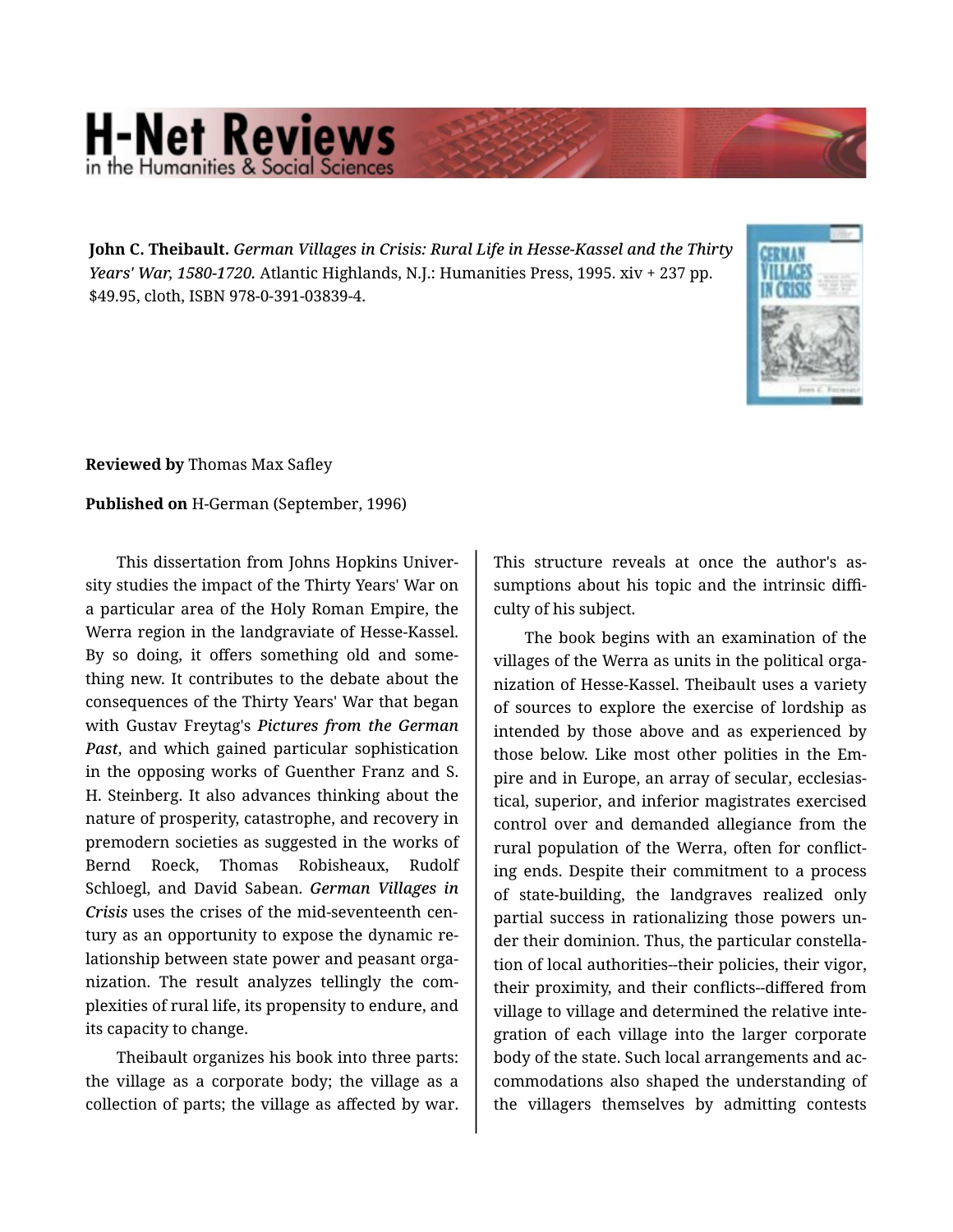**John C. Theibault.** *German Villages in Crisis: Rural Life in Hesse-Kassel and the Thirty Years' War, 1580-1720.* Atlantic Highlands, N.J.: Humanities Press, 1995. xiv + 237 pp. $49.95, cloth, ISBN 978-0-391-03839-4.

**Reviewed by** Thomas Max Safley

**Published on** H-German (September, 1996)

This dissertation from Johns Hopkins University studies the impact of the Thirty Years' War on a particular area of the Holy Roman Empire, the Werra region in the landgraviate of Hesse-Kassel. By so doing, it offers something old and something new. It contributes to the debate about the consequences of the Thirty Years' War that began with Gustav Freytag's ***Pictures from the German Past***, and which gained particular sophistication in the opposing works of Guenther Franz and S. H. Steinberg. It also advances thinking about the nature of prosperity, catastrophe, and recovery in premodern societies as suggested in the works of Bernd Roeck, Thomas Robisheaux, Rudolf Schloegl, and David Sabean. ***German Villages in Crisis*** uses the crises of the mid-seventeenth century as an opportunity to expose the dynamic relationship between state power and peasant organization. The result analyzes tellingly the complexities of rural life, its propensity to endure, and its capacity to change.

Theibault organizes his book into three parts: the village as a corporate body; the village as a collection of parts; the village as affected by war. This structure reveals at once the author's assumptions about his topic and the intrinsic difficulty of his subject.

The book begins with an examination of the villages of the Werra as units in the political organization of Hesse-Kassel. Theibault uses a variety of sources to explore the exercise of lordship as intended by those above and as experienced by those below. Like most other polities in the Empire and in Europe, an array of secular, ecclesiastical, superior, and inferior magistrates exercised control over and demanded allegiance from the rural population of the Werra, often for conflicting ends. Despite their commitment to a process of state-building, the landgraves realized only partial success in rationalizing those powers under their dominion. Thus, the particular constellation of local authorities--their policies, their vigor, their proximity, and their conflicts--differed from village to village and determined the relative integration of each village into the larger corporate body of the state. Such local arrangements and accommodations also shaped the understanding of the villagers themselves by admitting contests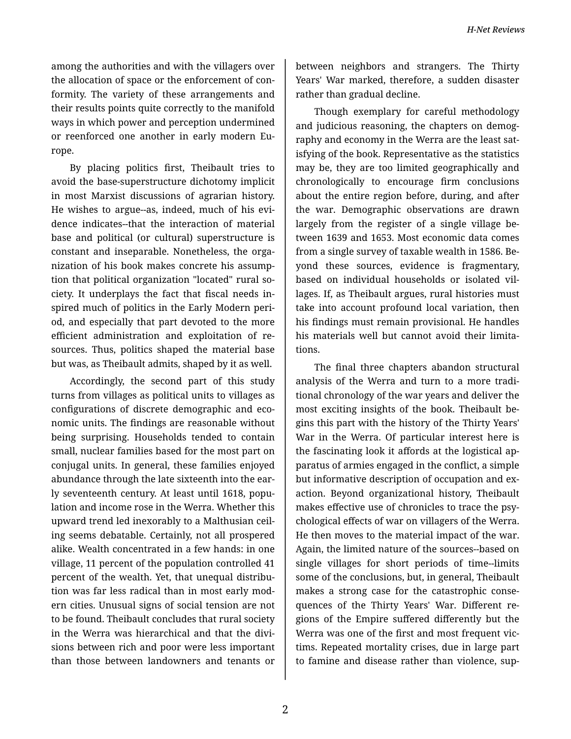among the authorities and with the villagers over the allocation of space or the enforcement of conformity. The variety of these arrangements and their results points quite correctly to the manifold ways in which power and perception undermined or reenforced one another in early modern Europe.

By placing politics first, Theibault tries to avoid the base-superstructure dichotomy implicit in most Marxist discussions of agrarian history. He wishes to argue--as, indeed, much of his evidence indicates--that the interaction of material base and political (or cultural) superstructure is constant and inseparable. Nonetheless, the organization of his book makes concrete his assumption that political organization "located" rural society. It underplays the fact that fiscal needs inspired much of politics in the Early Modern period, and especially that part devoted to the more efficient administration and exploitation of resources. Thus, politics shaped the material base but was, as Theibault admits, shaped by it as well.

Accordingly, the second part of this study turns from villages as political units to villages as configurations of discrete demographic and economic units. The findings are reasonable without being surprising. Households tended to contain small, nuclear families based for the most part on conjugal units. In general, these families enjoyed abundance through the late sixteenth into the early seventeenth century. At least until 1618, population and income rose in the Werra. Whether this upward trend led inexorably to a Malthusian ceiling seems debatable. Certainly, not all prospered alike. Wealth concentrated in a few hands: in one village, 11 percent of the population controlled 41 percent of the wealth. Yet, that unequal distribution was far less radical than in most early modern cities. Unusual signs of social tension are not to be found. Theibault concludes that rural society in the Werra was hierarchical and that the divisions between rich and poor were less important than those between landowners and tenants or between neighbors and strangers. The Thirty Years' War marked, therefore, a sudden disaster rather than gradual decline.

Though exemplary for careful methodology and judicious reasoning, the chapters on demography and economy in the Werra are the least satisfying of the book. Representative as the statistics may be, they are too limited geographically and chronologically to encourage firm conclusions about the entire region before, during, and after the war. Demographic observations are drawn largely from the register of a single village between 1639 and 1653. Most economic data comes from a single survey of taxable wealth in 1586. Beyond these sources, evidence is fragmentary, based on individual households or isolated villages. If, as Theibault argues, rural histories must take into account profound local variation, then his findings must remain provisional. He handles his materials well but cannot avoid their limitations.

The final three chapters abandon structural analysis of the Werra and turn to a more traditional chronology of the war years and deliver the most exciting insights of the book. Theibault begins this part with the history of the Thirty Years' War in the Werra. Of particular interest here is the fascinating look it affords at the logistical apparatus of armies engaged in the conflict, a simple but informative description of occupation and exaction. Beyond organizational history, Theibault makes effective use of chronicles to trace the psychological effects of war on villagers of the Werra. He then moves to the material impact of the war. Again, the limited nature of the sources--based on single villages for short periods of time--limits some of the conclusions, but, in general, Theibault makes a strong case for the catastrophic consequences of the Thirty Years' War. Different regions of the Empire suffered differently but the Werra was one of the first and most frequent victims. Repeated mortality crises, due in large part to famine and disease rather than violence, sup-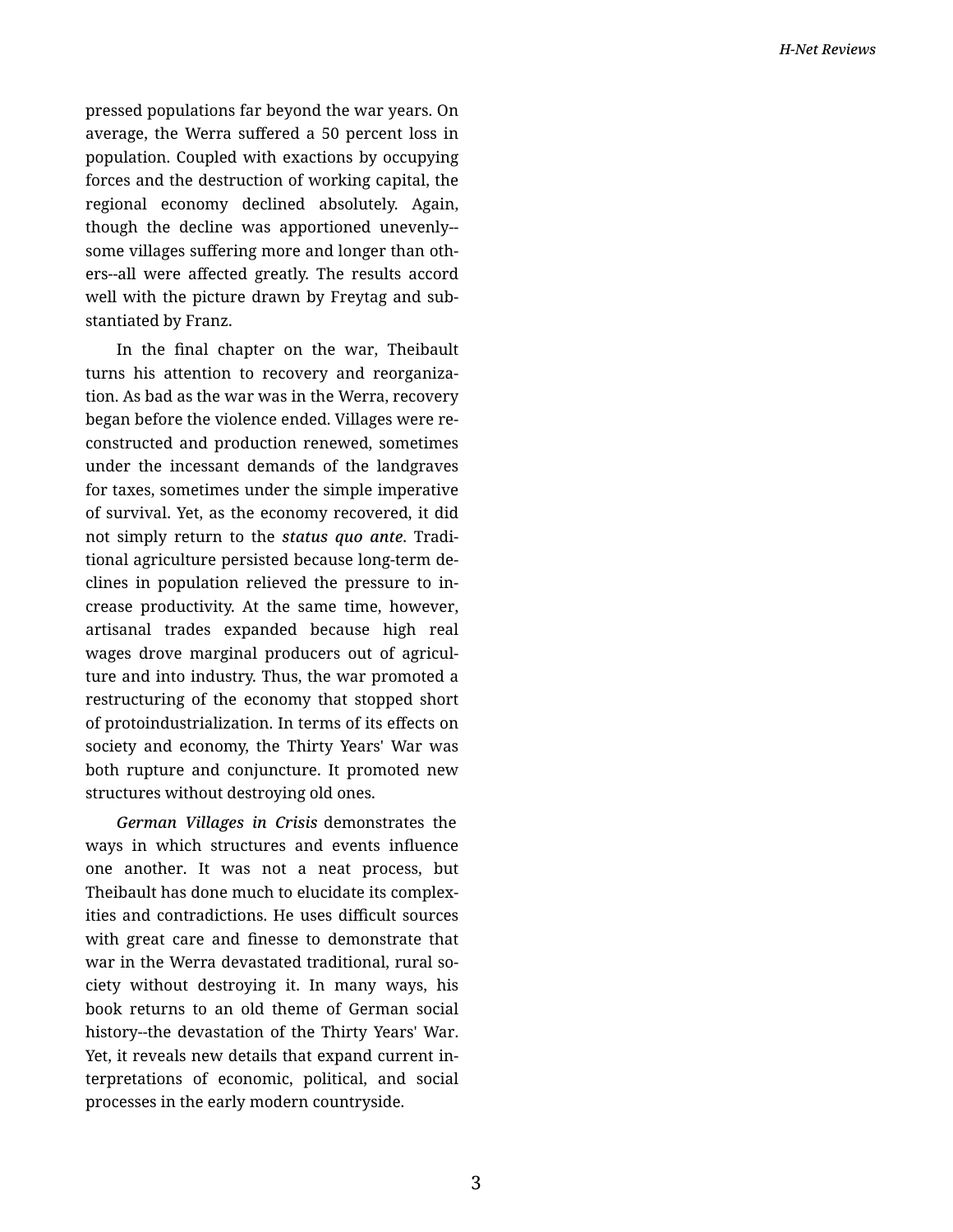pressed populations far beyond the war years. On average, the Werra suffered a 50 percent loss in population. Coupled with exactions by occupying forces and the destruction of working capital, the regional economy declined absolutely. Again, though the decline was apportioned unevenly--some villages suffering more and longer than others--all were affected greatly. The results accord well with the picture drawn by Freytag and substantiated by Franz.

In the final chapter on the war, Theibault turns his attention to recovery and reorganization. As bad as the war was in the Werra, recovery began before the violence ended. Villages were reconstructed and production renewed, sometimes under the incessant demands of the landgraves for taxes, sometimes under the simple imperative of survival. Yet, as the economy recovered, it did not simply return to the ***status quo ante***. Traditional agriculture persisted because long-term declines in population relieved the pressure to increase productivity. At the same time, however, artisanal trades expanded because high real wages drove marginal producers out of agriculture and into industry. Thus, the war promoted a restructuring of the economy that stopped short of protoindustrialization. In terms of its effects on society and economy, the Thirty Years' War was both rupture and conjuncture. It promoted new structures without destroying old ones.

*German Villages in Crisis* demonstrates the ways in which structures and events influence one another. It was not a neat process, but Theibault has done much to elucidate its complexities and contradictions. He uses difficult sources with great care and finesse to demonstrate that war in the Werra devastated traditional, rural society without destroying it. In many ways, his book returns to an old theme of German social history--the devastation of the Thirty Years' War. Yet, it reveals new details that expand current interpretations of economic, political, and social processes in the early modern countryside.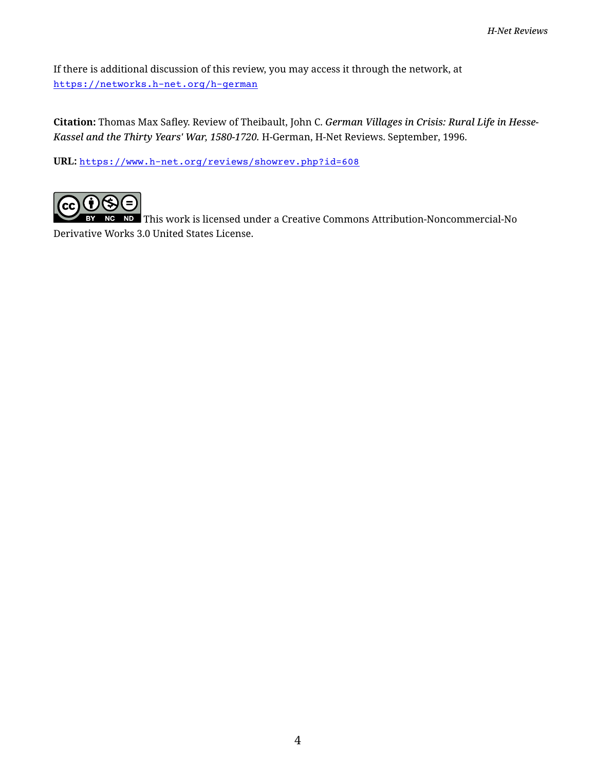If there is additional discussion of this review, you may access it through the network, at https://networks.h-net.org/h-german

**Citation:** Thomas Max Safley. Review of Theibault, John C. *German Villages in Crisis: Rural Life in Hesse-Kassel and the Thirty Years' War, 1580-1720.* H-German, H-Net Reviews. September, 1996.

**URL:** https://www.h-net.org/reviews/showrev.php?id=608

This work is licensed under a Creative Commons Attribution-Noncommercial-No Derivative Works 3.0 United States License.